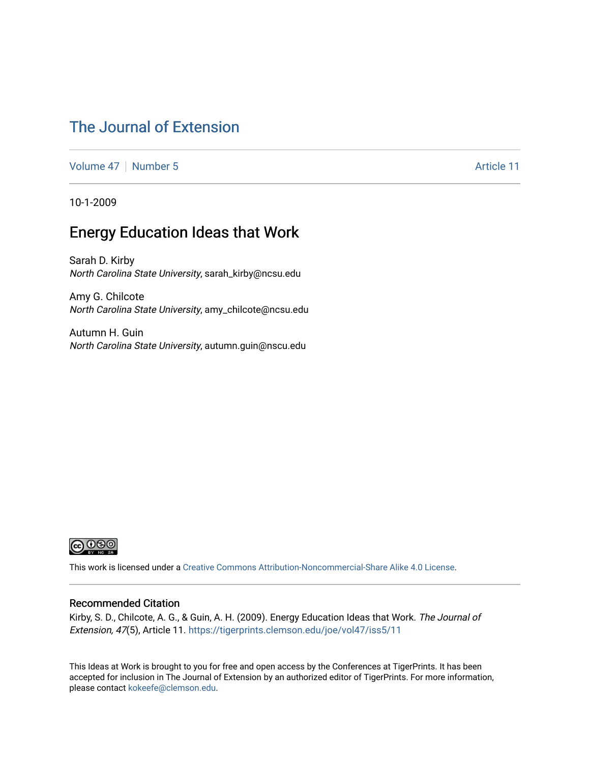# The Journal of Extension

Volume 47 | Number 5 Article 11

10-1-2009

## Energy Education Ideas that Work

Sarah D. Kirby
*North Carolina State University*, sarah_kirby@ncsu.edu

Amy G. Chilcote
*North Carolina State University*, amy_chilcote@ncsu.edu

Autumn H. Guin
*North Carolina State University*, autumn.guin@nscu.edu

This work is licensed under a Creative Commons Attribution-Noncommercial-Share Alike 4.0 License.

### Recommended Citation

Kirby, S. D., Chilcote, A. G., & Guin, A. H. (2009). Energy Education Ideas that Work. *The Journal of Extension, 47*(5), Article 11. https://tigerprints.clemson.edu/joe/vol47/iss5/11

This Ideas at Work is brought to you for free and open access by the Conferences at TigerPrints. It has been accepted for inclusion in The Journal of Extension by an authorized editor of TigerPrints. For more information, please contact kokeefe@clemson.edu.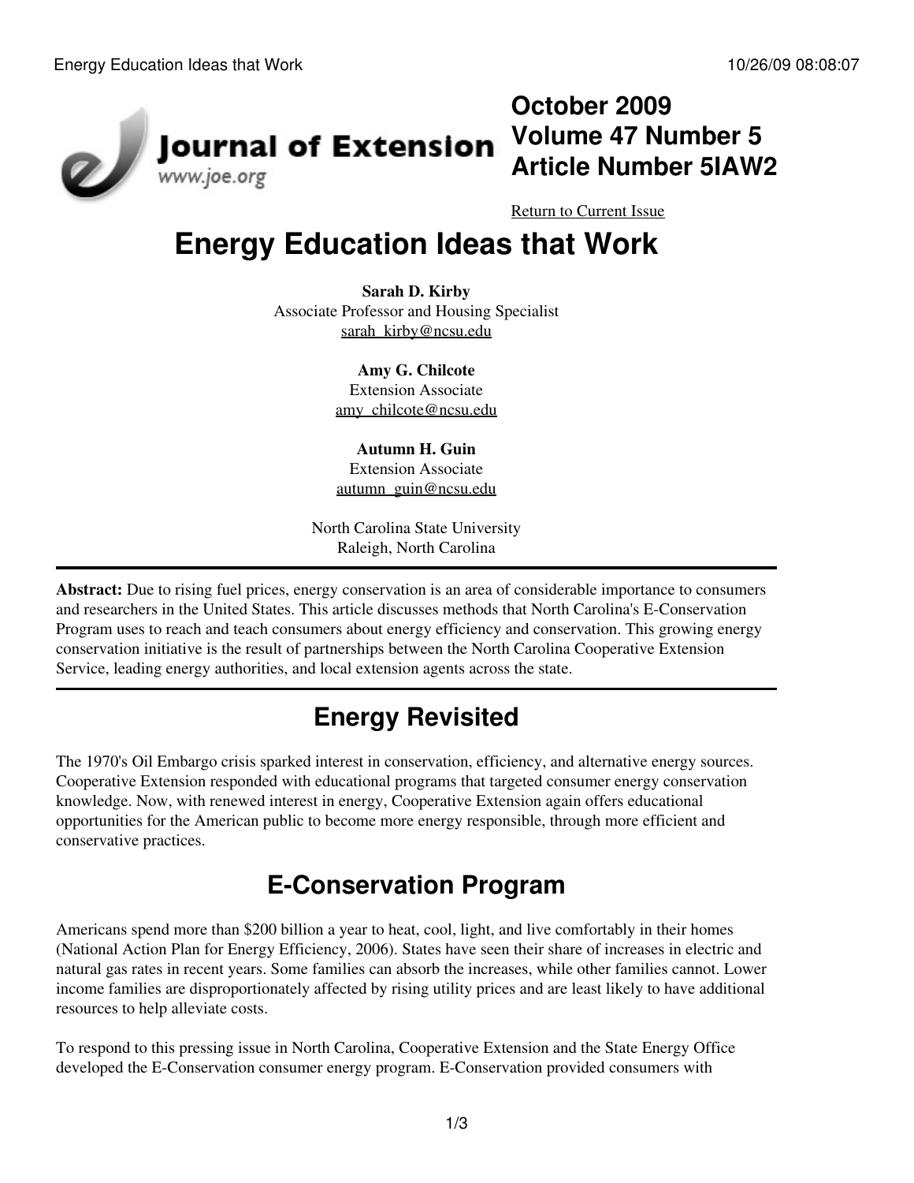# Energy Education Ideas that Work

**Sarah D. Kirby**
Associate Professor and Housing Specialist
sarah_kirby@ncsu.edu

**Amy G. Chilcote**
Extension Associate
amy_chilcote@ncsu.edu

**Autumn H. Guin**
Extension Associate
autumn_guin@ncsu.edu

North Carolina State University
Raleigh, North Carolina

**Abstract:** Due to rising fuel prices, energy conservation is an area of considerable importance to consumers and researchers in the United States. This article discusses methods that North Carolina's E-Conservation Program uses to reach and teach consumers about energy efficiency and conservation. This growing energy conservation initiative is the result of partnerships between the North Carolina Cooperative Extension Service, leading energy authorities, and local extension agents across the state.

## Energy Revisited

The 1970's Oil Embargo crisis sparked interest in conservation, efficiency, and alternative energy sources. Cooperative Extension responded with educational programs that targeted consumer energy conservation knowledge. Now, with renewed interest in energy, Cooperative Extension again offers educational opportunities for the American public to become more energy responsible, through more efficient and conservative practices.

## E-Conservation Program

Americans spend more than $200 billion a year to heat, cool, light, and live comfortably in their homes (National Action Plan for Energy Efficiency, 2006). States have seen their share of increases in electric and natural gas rates in recent years. Some families can absorb the increases, while other families cannot. Lower income families are disproportionately affected by rising utility prices and are least likely to have additional resources to help alleviate costs.

To respond to this pressing issue in North Carolina, Cooperative Extension and the State Energy Office developed the E-Conservation consumer energy program. E-Conservation provided consumers with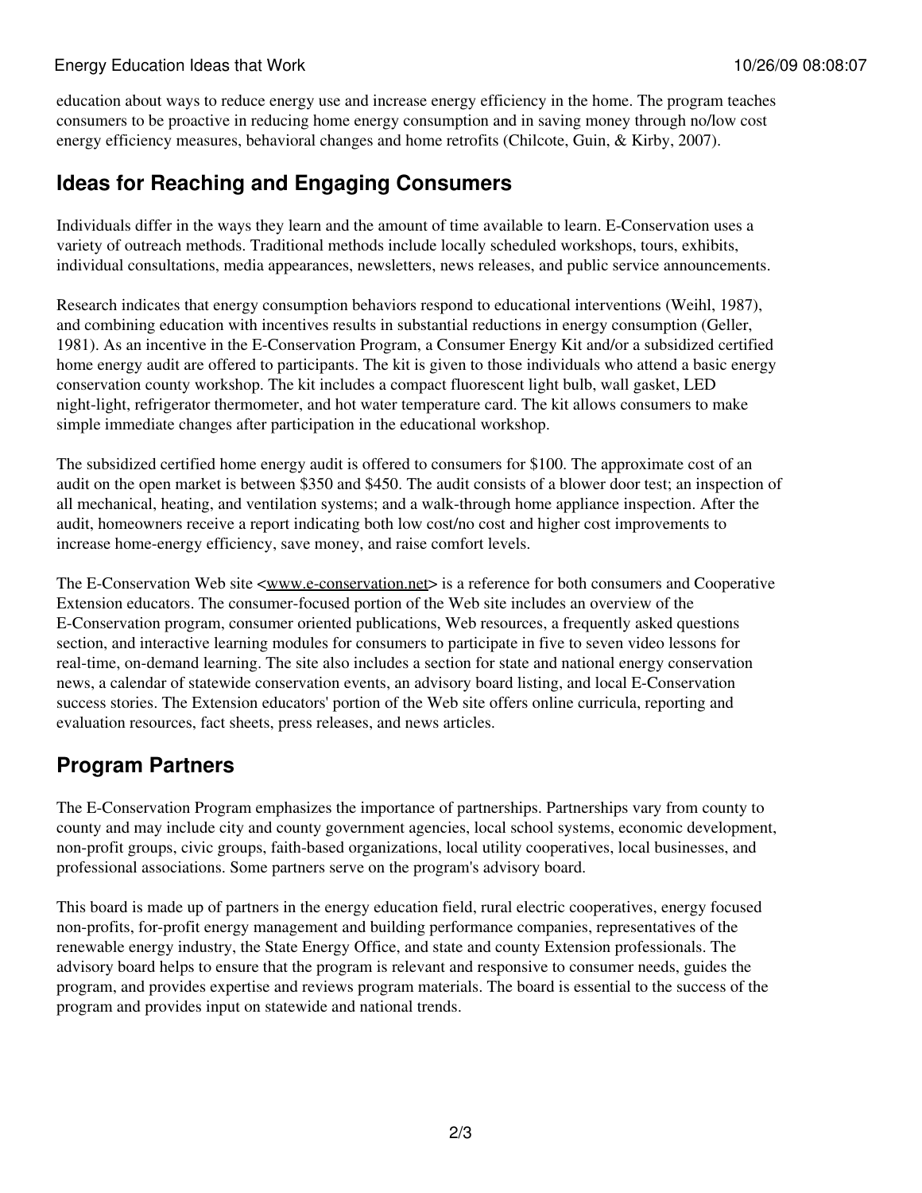education about ways to reduce energy use and increase energy efficiency in the home. The program teaches consumers to be proactive in reducing home energy consumption and in saving money through no/low cost energy efficiency measures, behavioral changes and home retrofits (Chilcote, Guin, & Kirby, 2007).

## Ideas for Reaching and Engaging Consumers

Individuals differ in the ways they learn and the amount of time available to learn. E-Conservation uses a variety of outreach methods. Traditional methods include locally scheduled workshops, tours, exhibits, individual consultations, media appearances, newsletters, news releases, and public service announcements.

Research indicates that energy consumption behaviors respond to educational interventions (Weihl, 1987), and combining education with incentives results in substantial reductions in energy consumption (Geller, 1981). As an incentive in the E-Conservation Program, a Consumer Energy Kit and/or a subsidized certified home energy audit are offered to participants. The kit is given to those individuals who attend a basic energy conservation county workshop. The kit includes a compact fluorescent light bulb, wall gasket, LED night-light, refrigerator thermometer, and hot water temperature card. The kit allows consumers to make simple immediate changes after participation in the educational workshop.

The subsidized certified home energy audit is offered to consumers for $100. The approximate cost of an audit on the open market is between $350 and $450. The audit consists of a blower door test; an inspection of all mechanical, heating, and ventilation systems; and a walk-through home appliance inspection. After the audit, homeowners receive a report indicating both low cost/no cost and higher cost improvements to increase home-energy efficiency, save money, and raise comfort levels.

The E-Conservation Web site <www.e-conservation.net> is a reference for both consumers and Cooperative Extension educators. The consumer-focused portion of the Web site includes an overview of the E-Conservation program, consumer oriented publications, Web resources, a frequently asked questions section, and interactive learning modules for consumers to participate in five to seven video lessons for real-time, on-demand learning. The site also includes a section for state and national energy conservation news, a calendar of statewide conservation events, an advisory board listing, and local E-Conservation success stories. The Extension educators' portion of the Web site offers online curricula, reporting and evaluation resources, fact sheets, press releases, and news articles.

## Program Partners

The E-Conservation Program emphasizes the importance of partnerships. Partnerships vary from county to county and may include city and county government agencies, local school systems, economic development, non-profit groups, civic groups, faith-based organizations, local utility cooperatives, local businesses, and professional associations. Some partners serve on the program's advisory board.

This board is made up of partners in the energy education field, rural electric cooperatives, energy focused non-profits, for-profit energy management and building performance companies, representatives of the renewable energy industry, the State Energy Office, and state and county Extension professionals. The advisory board helps to ensure that the program is relevant and responsive to consumer needs, guides the program, and provides expertise and reviews program materials. The board is essential to the success of the program and provides input on statewide and national trends.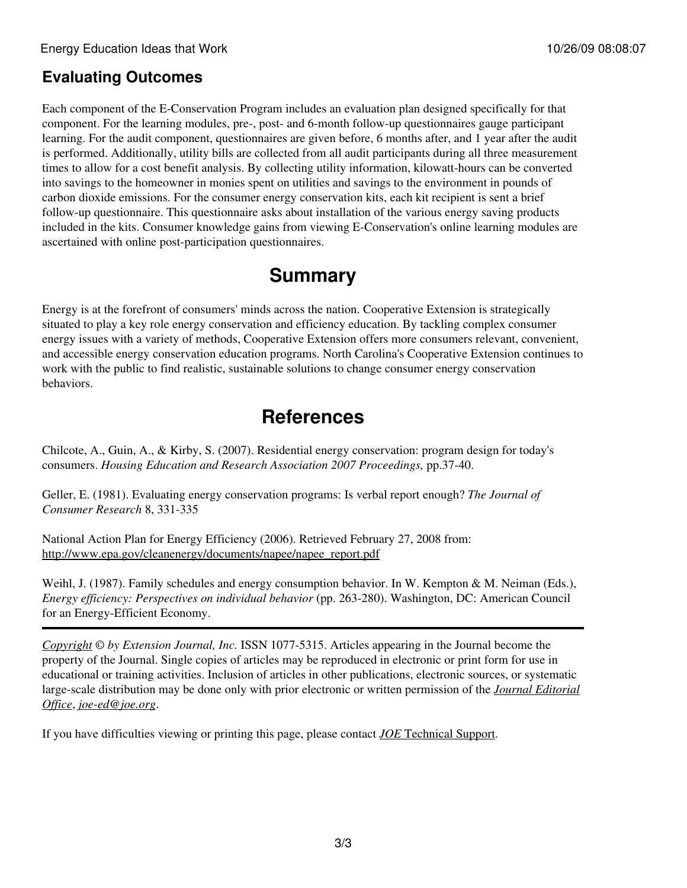## Evaluating Outcomes

Each component of the E-Conservation Program includes an evaluation plan designed specifically for that component. For the learning modules, pre-, post- and 6-month follow-up questionnaires gauge participant learning. For the audit component, questionnaires are given before, 6 months after, and 1 year after the audit is performed. Additionally, utility bills are collected from all audit participants during all three measurement times to allow for a cost benefit analysis. By collecting utility information, kilowatt-hours can be converted into savings to the homeowner in monies spent on utilities and savings to the environment in pounds of carbon dioxide emissions. For the consumer energy conservation kits, each kit recipient is sent a brief follow-up questionnaire. This questionnaire asks about installation of the various energy saving products included in the kits. Consumer knowledge gains from viewing E-Conservation's online learning modules are ascertained with online post-participation questionnaires.

# Summary

Energy is at the forefront of consumers' minds across the nation. Cooperative Extension is strategically situated to play a key role energy conservation and efficiency education. By tackling complex consumer energy issues with a variety of methods, Cooperative Extension offers more consumers relevant, convenient, and accessible energy conservation education programs. North Carolina's Cooperative Extension continues to work with the public to find realistic, sustainable solutions to change consumer energy conservation behaviors.

# References

Chilcote, A., Guin, A., & Kirby, S. (2007). Residential energy conservation: program design for today's consumers. *Housing Education and Research Association 2007 Proceedings,* pp.37-40.

Geller, E. (1981). Evaluating energy conservation programs: Is verbal report enough? *The Journal of Consumer Research* 8, 331-335

National Action Plan for Energy Efficiency (2006). Retrieved February 27, 2008 from: http://www.epa.gov/cleanenergy/documents/napee/napee_report.pdf

Weihl, J. (1987). Family schedules and energy consumption behavior. In W. Kempton & M. Neiman (Eds.), *Energy efficiency: Perspectives on individual behavior* (pp. 263-280). Washington, DC: American Council for an Energy-Efficient Economy.

---

*Copyright © by Extension Journal, Inc.* ISSN 1077-5315. Articles appearing in the Journal become the property of the Journal. Single copies of articles may be reproduced in electronic or print form for use in educational or training activities. Inclusion of articles in other publications, electronic sources, or systematic large-scale distribution may be done only with prior electronic or written permission of the *Journal Editorial Office*, *joe-ed@joe.org*.

If you have difficulties viewing or printing this page, please contact *JOE* Technical Support.